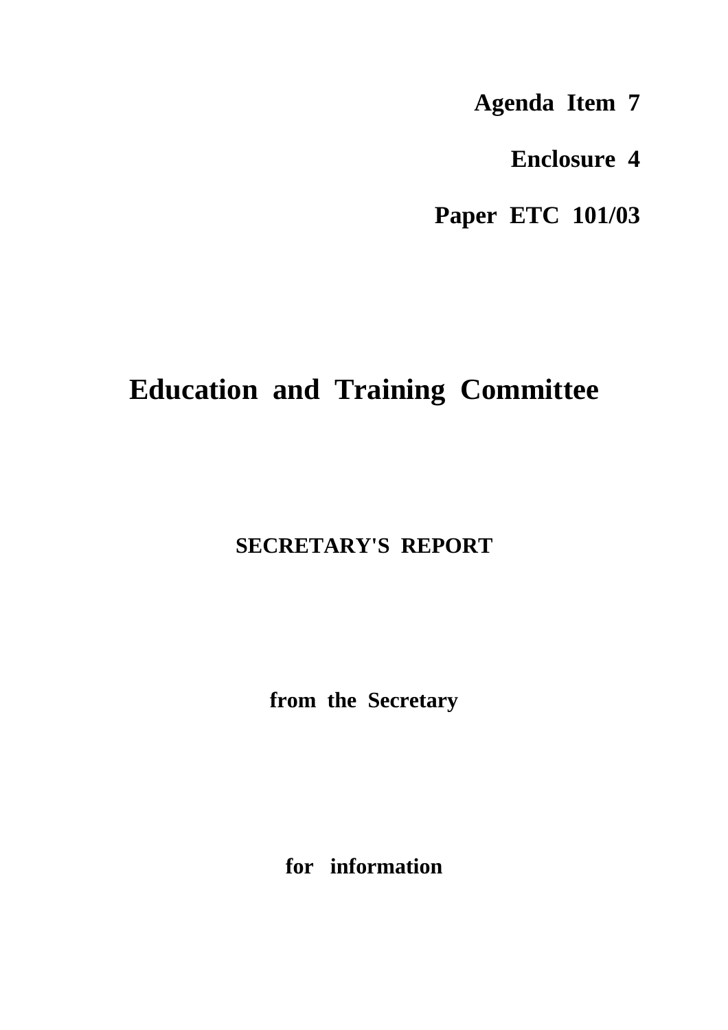**Agenda Item 7**

**Enclosure 4**

**Paper ETC 101/03**

# Education and Training Committee

## SECRETARY'S REPORT

**from the Secretary**

**for information**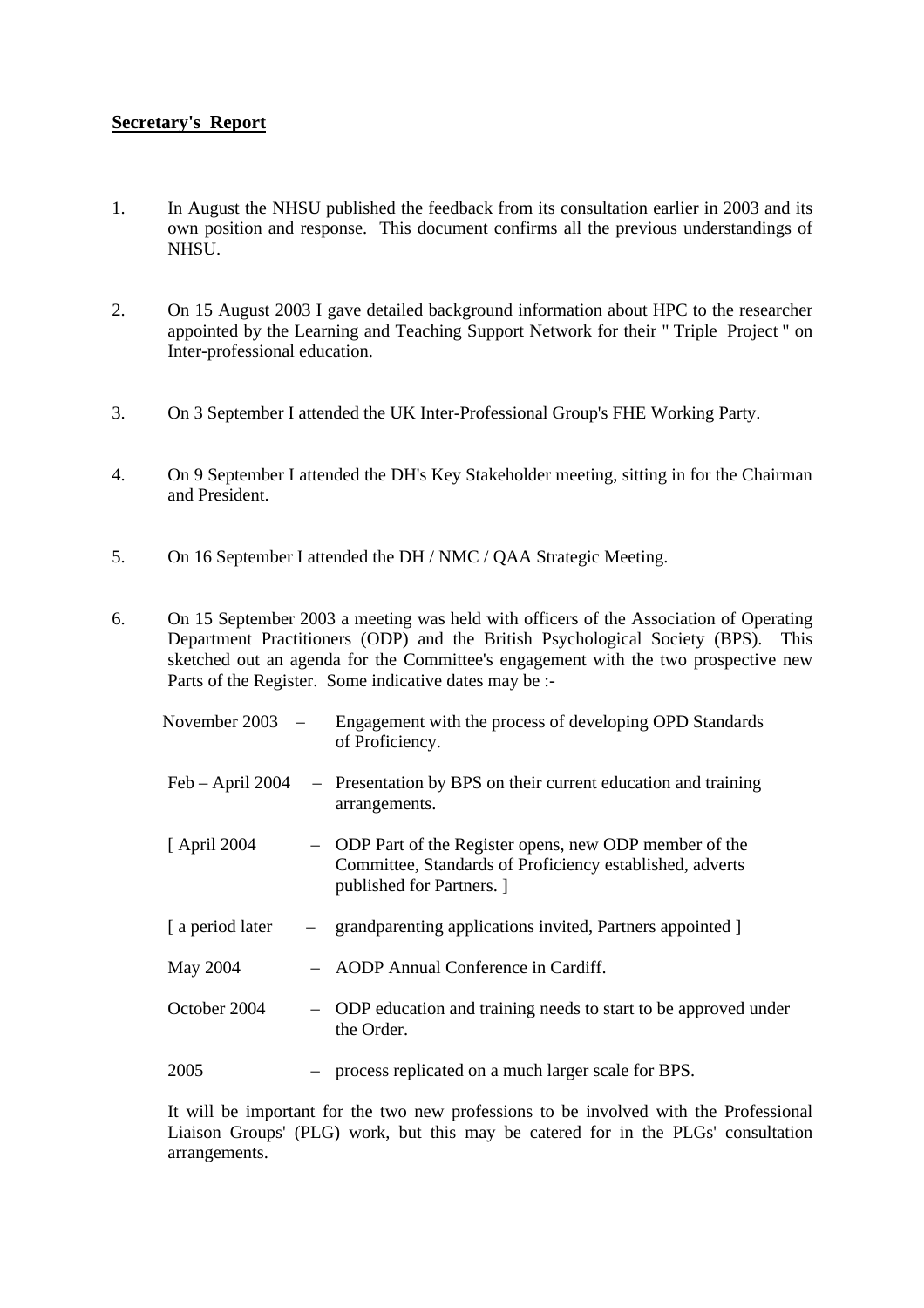**Secretary's Report**

1. In August the NHSU published the feedback from its consultation earlier in 2003 and its own position and response. This document confirms all the previous understandings of NHSU.

2. On 15 August 2003 I gave detailed background information about HPC to the researcher appointed by the Learning and Teaching Support Network for their " Triple Project " on Inter-professional education.

3. On 3 September I attended the UK Inter-Professional Group's FHE Working Party.

4. On 9 September I attended the DH's Key Stakeholder meeting, sitting in for the Chairman and President.

5. On 16 September I attended the DH / NMC / QAA Strategic Meeting.

6. On 15 September 2003 a meeting was held with officers of the Association of Operating Department Practitioners (ODP) and the British Psychological Society (BPS). This sketched out an agenda for the Committee's engagement with the two prospective new Parts of the Register. Some indicative dates may be :-

   November 2003 – Engagement with the process of developing OPD Standards of Proficiency.

   Feb – April 2004 – Presentation by BPS on their current education and training arrangements.

   [ April 2004 – ODP Part of the Register opens, new ODP member of the Committee, Standards of Proficiency established, adverts published for Partners. ]

   [ a period later – grandparenting applications invited, Partners appointed ]

   May 2004 – AODP Annual Conference in Cardiff.

   October 2004 – ODP education and training needs to start to be approved under the Order.

   2005 – process replicated on a much larger scale for BPS.

   It will be important for the two new professions to be involved with the Professional Liaison Groups' (PLG) work, but this may be catered for in the PLGs' consultation arrangements.